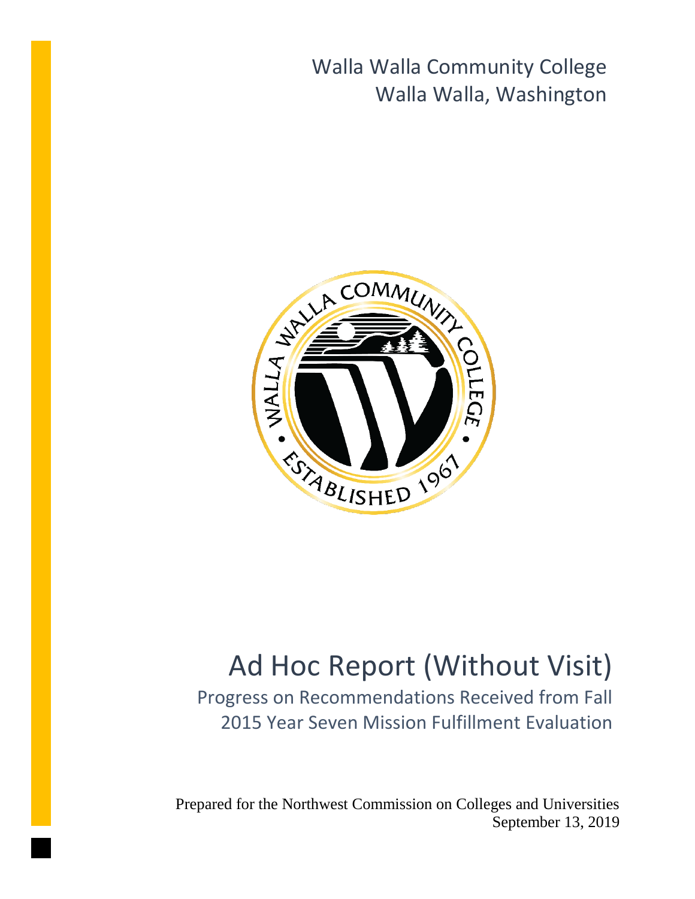Walla Walla Community College
Walla Walla, Washington

# Ad Hoc Report (Without Visit)

## Progress on Recommendations Received from Fall 2015 Year Seven Mission Fulfillment Evaluation

Prepared for the Northwest Commission on Colleges and Universities
September 13, 2019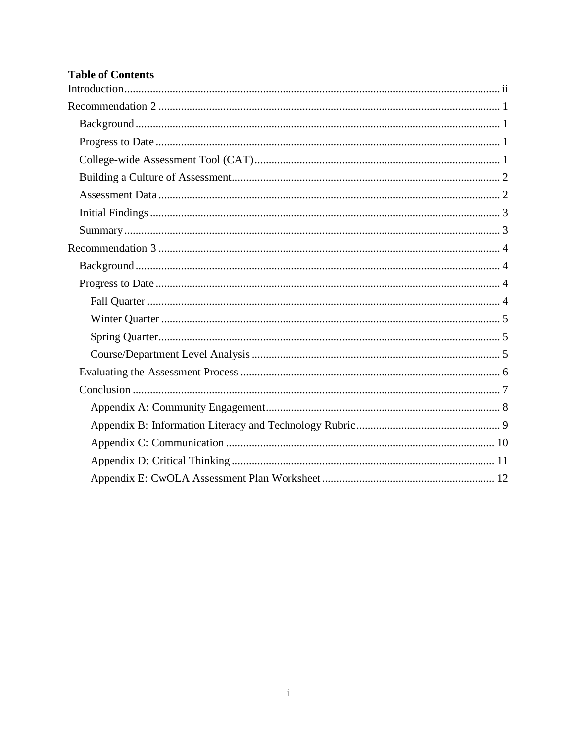**Table of Contents**

- Introduction ..... ii
- Recommendation 2 ..... 1
  - Background ..... 1
  - Progress to Date ..... 1
  - College-wide Assessment Tool (CAT) ..... 1
  - Building a Culture of Assessment ..... 2
  - Assessment Data ..... 2
  - Initial Findings ..... 3
  - Summary ..... 3
- Recommendation 3 ..... 4
  - Background ..... 4
  - Progress to Date ..... 4
    - Fall Quarter ..... 4
    - Winter Quarter ..... 5
    - Spring Quarter ..... 5
    - Course/Department Level Analysis ..... 5
  - Evaluating the Assessment Process ..... 6
  - Conclusion ..... 7
    - Appendix A: Community Engagement ..... 8
    - Appendix B: Information Literacy and Technology Rubric ..... 9
    - Appendix C: Communication ..... 10
    - Appendix D: Critical Thinking ..... 11
    - Appendix E: CwOLA Assessment Plan Worksheet ..... 12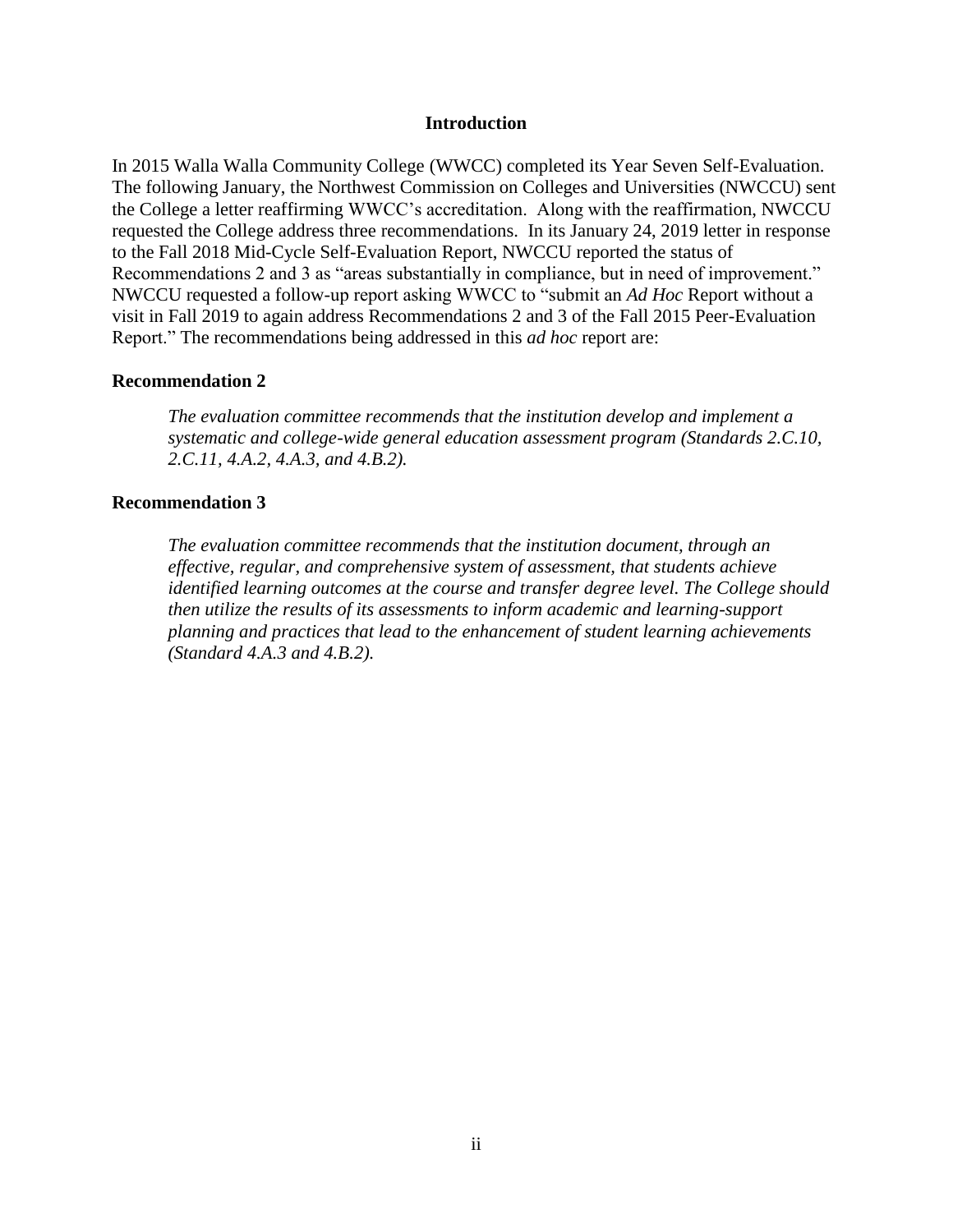# Introduction

In 2015 Walla Walla Community College (WWCC) completed its Year Seven Self-Evaluation. The following January, the Northwest Commission on Colleges and Universities (NWCCU) sent the College a letter reaffirming WWCC's accreditation. Along with the reaffirmation, NWCCU requested the College address three recommendations. In its January 24, 2019 letter in response to the Fall 2018 Mid-Cycle Self-Evaluation Report, NWCCU reported the status of Recommendations 2 and 3 as "areas substantially in compliance, but in need of improvement." NWCCU requested a follow-up report asking WWCC to "submit an *Ad Hoc* Report without a visit in Fall 2019 to again address Recommendations 2 and 3 of the Fall 2015 Peer-Evaluation Report." The recommendations being addressed in this *ad hoc* report are:

## Recommendation 2

> *The evaluation committee recommends that the institution develop and implement a systematic and college-wide general education assessment program (Standards 2.C.10, 2.C.11, 4.A.2, 4.A.3, and 4.B.2).*

## Recommendation 3

> *The evaluation committee recommends that the institution document, through an effective, regular, and comprehensive system of assessment, that students achieve identified learning outcomes at the course and transfer degree level. The College should then utilize the results of its assessments to inform academic and learning-support planning and practices that lead to the enhancement of student learning achievements (Standard 4.A.3 and 4.B.2).*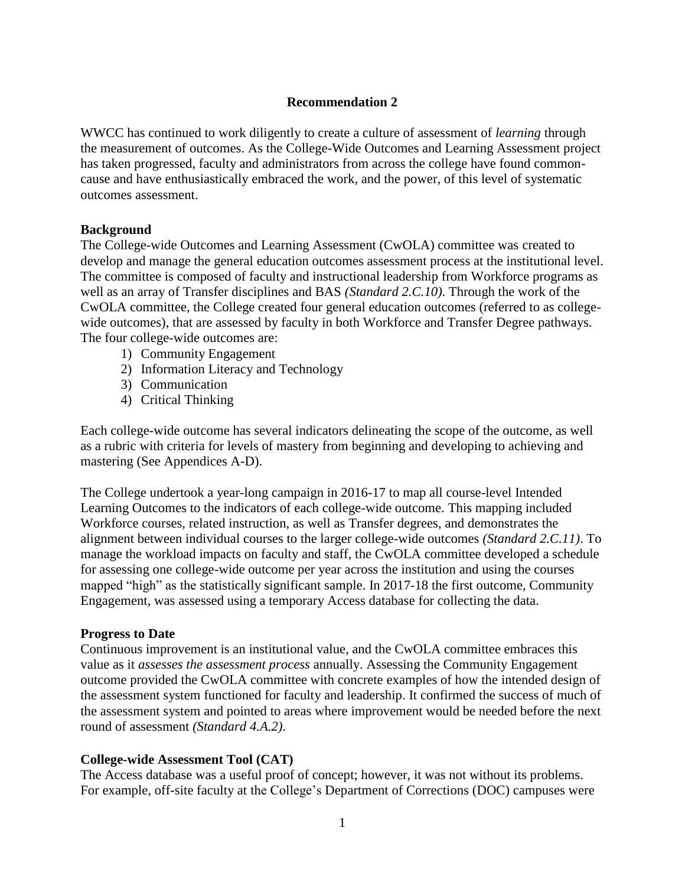## Recommendation 2

WWCC has continued to work diligently to create a culture of assessment of *learning* through the measurement of outcomes. As the College-Wide Outcomes and Learning Assessment project has taken progressed, faculty and administrators from across the college have found common-cause and have enthusiastically embraced the work, and the power, of this level of systematic outcomes assessment.

### Background

The College-wide Outcomes and Learning Assessment (CwOLA) committee was created to develop and manage the general education outcomes assessment process at the institutional level. The committee is composed of faculty and instructional leadership from Workforce programs as well as an array of Transfer disciplines and BAS *(Standard 2.C.10)*. Through the work of the CwOLA committee, the College created four general education outcomes (referred to as college-wide outcomes), that are assessed by faculty in both Workforce and Transfer Degree pathways. The four college-wide outcomes are:

1) Community Engagement
2) Information Literacy and Technology
3) Communication
4) Critical Thinking

Each college-wide outcome has several indicators delineating the scope of the outcome, as well as a rubric with criteria for levels of mastery from beginning and developing to achieving and mastering (See Appendices A-D).

The College undertook a year-long campaign in 2016-17 to map all course-level Intended Learning Outcomes to the indicators of each college-wide outcome. This mapping included Workforce courses, related instruction, as well as Transfer degrees, and demonstrates the alignment between individual courses to the larger college-wide outcomes *(Standard 2.C.11)*. To manage the workload impacts on faculty and staff, the CwOLA committee developed a schedule for assessing one college-wide outcome per year across the institution and using the courses mapped "high" as the statistically significant sample. In 2017-18 the first outcome, Community Engagement, was assessed using a temporary Access database for collecting the data.

### Progress to Date

Continuous improvement is an institutional value, and the CwOLA committee embraces this value as it *assesses the assessment process* annually. Assessing the Community Engagement outcome provided the CwOLA committee with concrete examples of how the intended design of the assessment system functioned for faculty and leadership. It confirmed the success of much of the assessment system and pointed to areas where improvement would be needed before the next round of assessment *(Standard 4.A.2)*.

### College-wide Assessment Tool (CAT)

The Access database was a useful proof of concept; however, it was not without its problems. For example, off-site faculty at the College's Department of Corrections (DOC) campuses were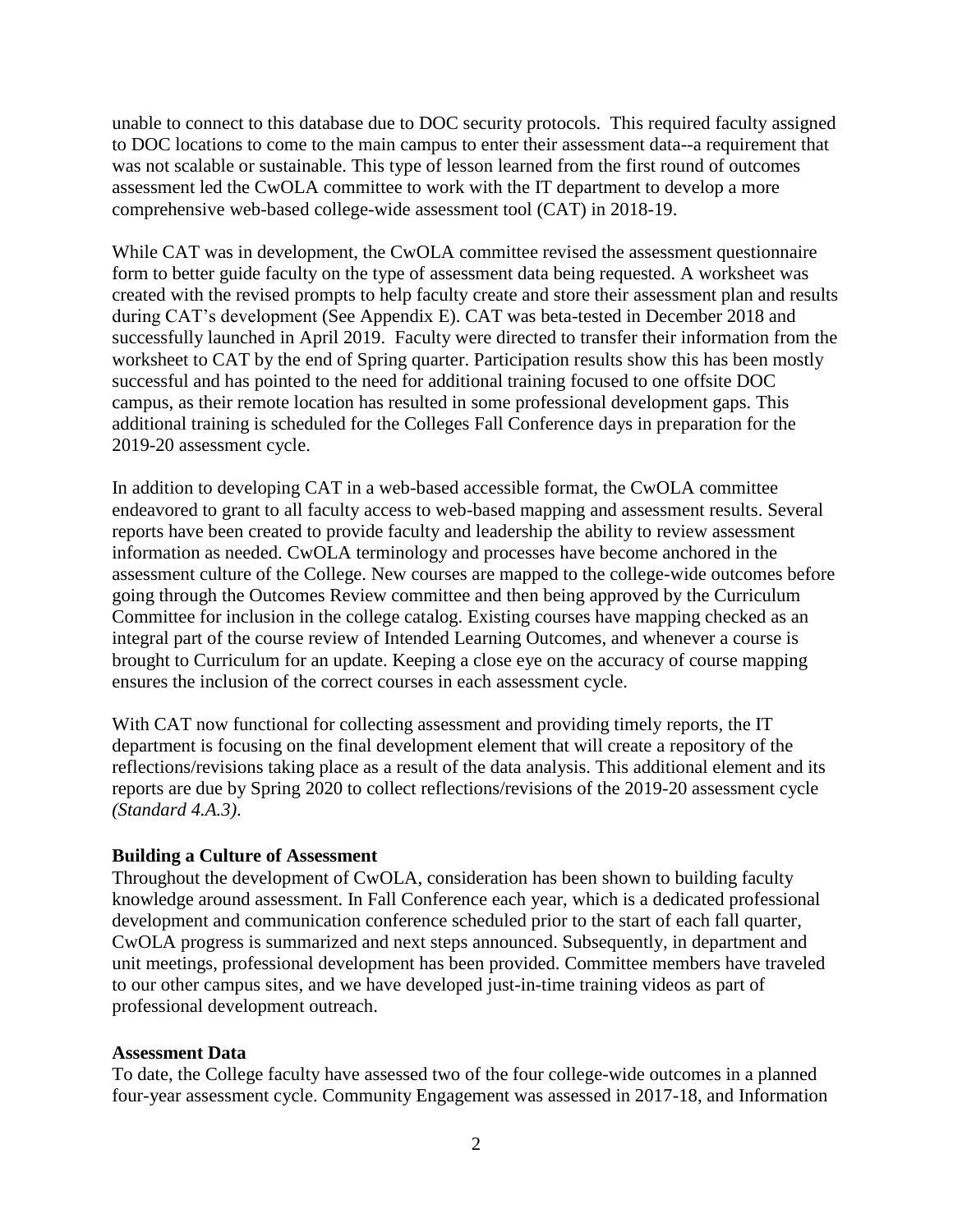unable to connect to this database due to DOC security protocols. This required faculty assigned to DOC locations to come to the main campus to enter their assessment data--a requirement that was not scalable or sustainable. This type of lesson learned from the first round of outcomes assessment led the CwOLA committee to work with the IT department to develop a more comprehensive web-based college-wide assessment tool (CAT) in 2018-19.

While CAT was in development, the CwOLA committee revised the assessment questionnaire form to better guide faculty on the type of assessment data being requested. A worksheet was created with the revised prompts to help faculty create and store their assessment plan and results during CAT's development (See Appendix E). CAT was beta-tested in December 2018 and successfully launched in April 2019. Faculty were directed to transfer their information from the worksheet to CAT by the end of Spring quarter. Participation results show this has been mostly successful and has pointed to the need for additional training focused to one offsite DOC campus, as their remote location has resulted in some professional development gaps. This additional training is scheduled for the Colleges Fall Conference days in preparation for the 2019-20 assessment cycle.

In addition to developing CAT in a web-based accessible format, the CwOLA committee endeavored to grant to all faculty access to web-based mapping and assessment results. Several reports have been created to provide faculty and leadership the ability to review assessment information as needed. CwOLA terminology and processes have become anchored in the assessment culture of the College. New courses are mapped to the college-wide outcomes before going through the Outcomes Review committee and then being approved by the Curriculum Committee for inclusion in the college catalog. Existing courses have mapping checked as an integral part of the course review of Intended Learning Outcomes, and whenever a course is brought to Curriculum for an update. Keeping a close eye on the accuracy of course mapping ensures the inclusion of the correct courses in each assessment cycle.

With CAT now functional for collecting assessment and providing timely reports, the IT department is focusing on the final development element that will create a repository of the reflections/revisions taking place as a result of the data analysis. This additional element and its reports are due by Spring 2020 to collect reflections/revisions of the 2019-20 assessment cycle *(Standard 4.A.3)*.

**Building a Culture of Assessment**

Throughout the development of CwOLA, consideration has been shown to building faculty knowledge around assessment. In Fall Conference each year, which is a dedicated professional development and communication conference scheduled prior to the start of each fall quarter, CwOLA progress is summarized and next steps announced. Subsequently, in department and unit meetings, professional development has been provided. Committee members have traveled to our other campus sites, and we have developed just-in-time training videos as part of professional development outreach.

**Assessment Data**

To date, the College faculty have assessed two of the four college-wide outcomes in a planned four-year assessment cycle. Community Engagement was assessed in 2017-18, and Information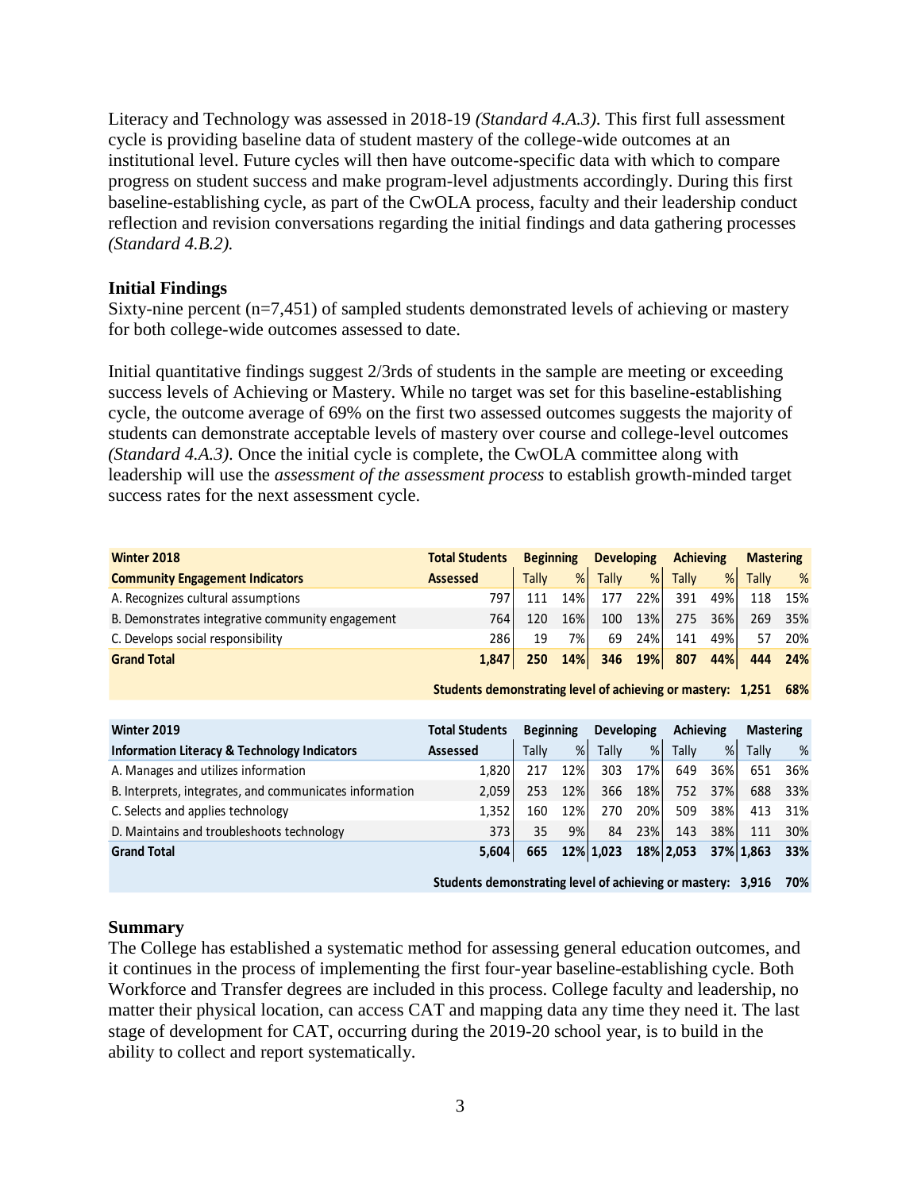Literacy and Technology was assessed in 2018-19 *(Standard 4.A.3)*. This first full assessment cycle is providing baseline data of student mastery of the college-wide outcomes at an institutional level. Future cycles will then have outcome-specific data with which to compare progress on student success and make program-level adjustments accordingly. During this first baseline-establishing cycle, as part of the CwOLA process, faculty and their leadership conduct reflection and revision conversations regarding the initial findings and data gathering processes *(Standard 4.B.2).*

### Initial Findings

Sixty-nine percent (n=7,451) of sampled students demonstrated levels of achieving or mastery for both college-wide outcomes assessed to date.

Initial quantitative findings suggest 2/3rds of students in the sample are meeting or exceeding success levels of Achieving or Mastery. While no target was set for this baseline-establishing cycle, the outcome average of 69% on the first two assessed outcomes suggests the majority of students can demonstrate acceptable levels of mastery over course and college-level outcomes *(Standard 4.A.3)*. Once the initial cycle is complete, the CwOLA committee along with leadership will use the *assessment of the assessment process* to establish growth-minded target success rates for the next assessment cycle.

| **Winter 2018** | **Total Students** | **Beginning** | | **Developing** | | **Achieving** | | **Mastering** | |
|---|---|---|---|---|---|---|---|---|---|
| **Community Engagement Indicators** | **Assessed** | Tally | % | Tally | % | Tally | % | Tally | % |
| A. Recognizes cultural assumptions | 797 | 111 | 14% | 177 | 22% | 391 | 49% | 118 | 15% |
| B. Demonstrates integrative community engagement | 764 | 120 | 16% | 100 | 13% | 275 | 36% | 269 | 35% |
| C. Develops social responsibility | 286 | 19 | 7% | 69 | 24% | 141 | 49% | 57 | 20% |
| **Grand Total** | **1,847** | **250** | **14%** | **346** | **19%** | **807** | **44%** | **444** | **24%** |
| **Students demonstrating level of achieving or mastery:** | | | | | | | | **1,251** | **68%** |

| **Winter 2019** | **Total Students** | **Beginning** | | **Developing** | | **Achieving** | | **Mastering** | |
|---|---|---|---|---|---|---|---|---|---|
| **Information Literacy & Technology Indicators** | **Assessed** | Tally | % | Tally | % | Tally | % | Tally | % |
| A. Manages and utilizes information | 1,820 | 217 | 12% | 303 | 17% | 649 | 36% | 651 | 36% |
| B. Interprets, integrates, and communicates information | 2,059 | 253 | 12% | 366 | 18% | 752 | 37% | 688 | 33% |
| C. Selects and applies technology | 1,352 | 160 | 12% | 270 | 20% | 509 | 38% | 413 | 31% |
| D. Maintains and troubleshoots technology | 373 | 35 | 9% | 84 | 23% | 143 | 38% | 111 | 30% |
| **Grand Total** | **5,604** | **665** | **12%** | **1,023** | **18%** | **2,053** | **37%** | **1,863** | **33%** |
| **Students demonstrating level of achieving or mastery:** | | | | | | | | **3,916** | **70%** |

### Summary

The College has established a systematic method for assessing general education outcomes, and it continues in the process of implementing the first four-year baseline-establishing cycle. Both Workforce and Transfer degrees are included in this process. College faculty and leadership, no matter their physical location, can access CAT and mapping data any time they need it. The last stage of development for CAT, occurring during the 2019-20 school year, is to build in the ability to collect and report systematically.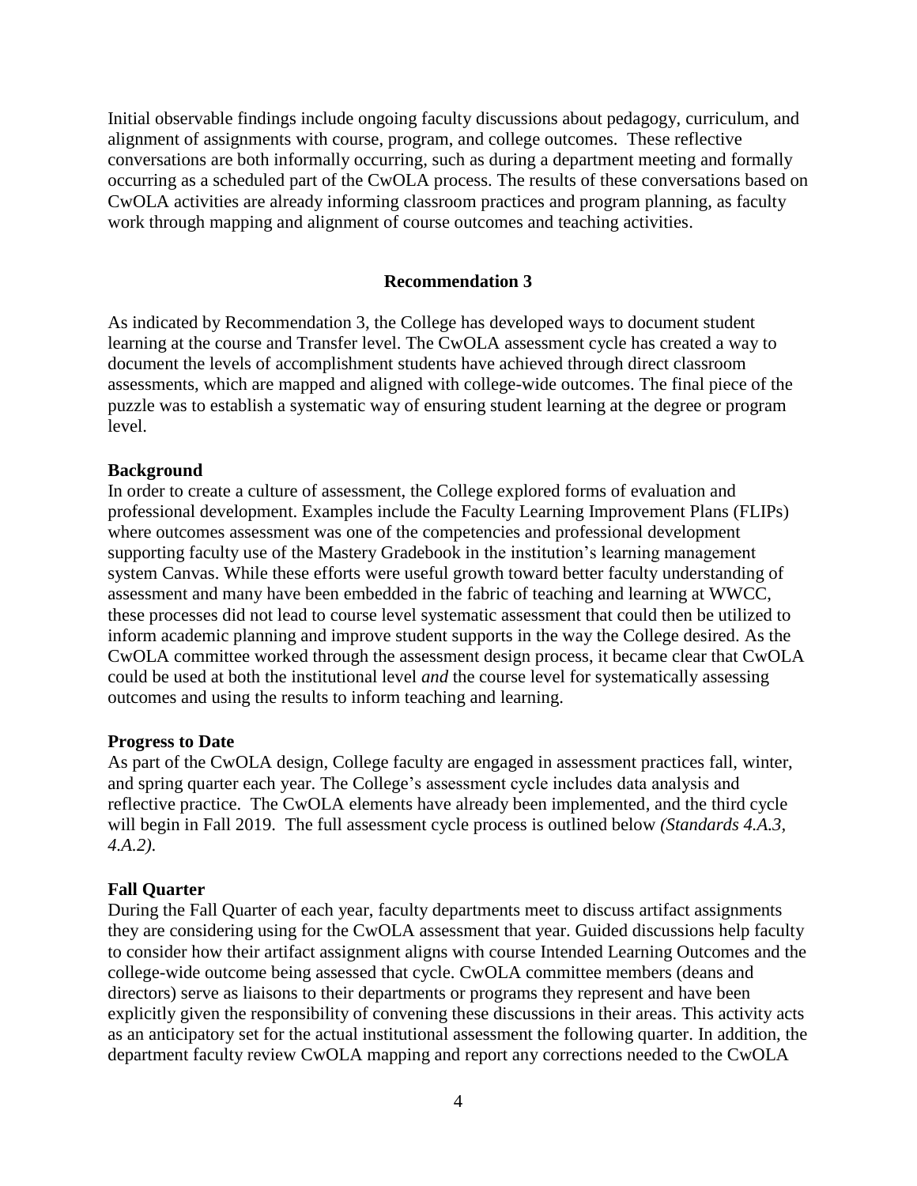Initial observable findings include ongoing faculty discussions about pedagogy, curriculum, and alignment of assignments with course, program, and college outcomes. These reflective conversations are both informally occurring, such as during a department meeting and formally occurring as a scheduled part of the CwOLA process. The results of these conversations based on CwOLA activities are already informing classroom practices and program planning, as faculty work through mapping and alignment of course outcomes and teaching activities.

## Recommendation 3

As indicated by Recommendation 3, the College has developed ways to document student learning at the course and Transfer level. The CwOLA assessment cycle has created a way to document the levels of accomplishment students have achieved through direct classroom assessments, which are mapped and aligned with college-wide outcomes. The final piece of the puzzle was to establish a systematic way of ensuring student learning at the degree or program level.

**Background**

In order to create a culture of assessment, the College explored forms of evaluation and professional development. Examples include the Faculty Learning Improvement Plans (FLIPs) where outcomes assessment was one of the competencies and professional development supporting faculty use of the Mastery Gradebook in the institution's learning management system Canvas. While these efforts were useful growth toward better faculty understanding of assessment and many have been embedded in the fabric of teaching and learning at WWCC, these processes did not lead to course level systematic assessment that could then be utilized to inform academic planning and improve student supports in the way the College desired. As the CwOLA committee worked through the assessment design process, it became clear that CwOLA could be used at both the institutional level *and* the course level for systematically assessing outcomes and using the results to inform teaching and learning.

**Progress to Date**

As part of the CwOLA design, College faculty are engaged in assessment practices fall, winter, and spring quarter each year. The College's assessment cycle includes data analysis and reflective practice. The CwOLA elements have already been implemented, and the third cycle will begin in Fall 2019. The full assessment cycle process is outlined below *(Standards 4.A.3, 4.A.2).*

**Fall Quarter**

During the Fall Quarter of each year, faculty departments meet to discuss artifact assignments they are considering using for the CwOLA assessment that year. Guided discussions help faculty to consider how their artifact assignment aligns with course Intended Learning Outcomes and the college-wide outcome being assessed that cycle. CwOLA committee members (deans and directors) serve as liaisons to their departments or programs they represent and have been explicitly given the responsibility of convening these discussions in their areas. This activity acts as an anticipatory set for the actual institutional assessment the following quarter. In addition, the department faculty review CwOLA mapping and report any corrections needed to the CwOLA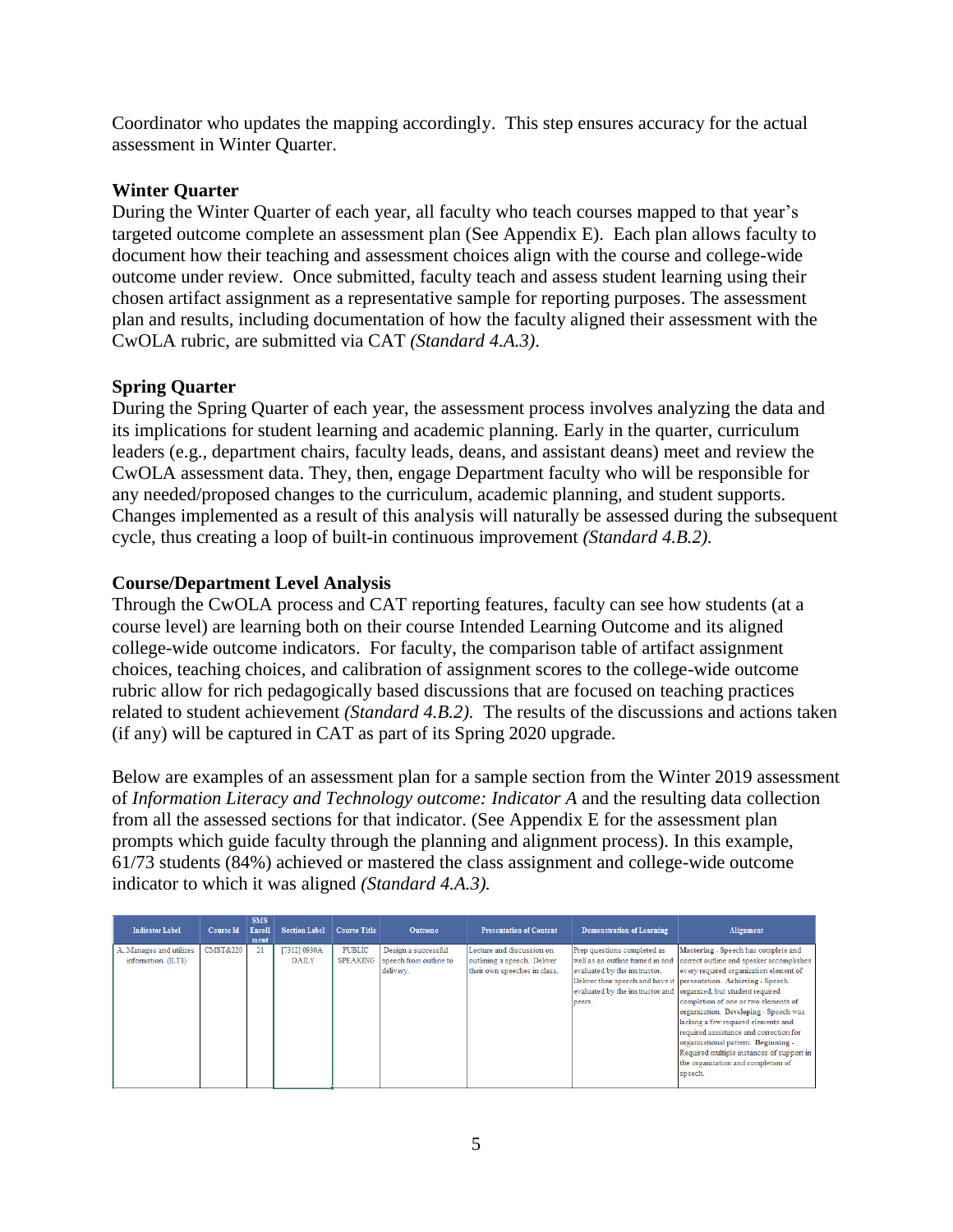Coordinator who updates the mapping accordingly. This step ensures accuracy for the actual assessment in Winter Quarter.

### Winter Quarter

During the Winter Quarter of each year, all faculty who teach courses mapped to that year's targeted outcome complete an assessment plan (See Appendix E). Each plan allows faculty to document how their teaching and assessment choices align with the course and college-wide outcome under review. Once submitted, faculty teach and assess student learning using their chosen artifact assignment as a representative sample for reporting purposes. The assessment plan and results, including documentation of how the faculty aligned their assessment with the CwOLA rubric, are submitted via CAT *(Standard 4.A.3)*.

### Spring Quarter

During the Spring Quarter of each year, the assessment process involves analyzing the data and its implications for student learning and academic planning. Early in the quarter, curriculum leaders (e.g., department chairs, faculty leads, deans, and assistant deans) meet and review the CwOLA assessment data. They, then, engage Department faculty who will be responsible for any needed/proposed changes to the curriculum, academic planning, and student supports. Changes implemented as a result of this analysis will naturally be assessed during the subsequent cycle, thus creating a loop of built-in continuous improvement *(Standard 4.B.2).*

### Course/Department Level Analysis

Through the CwOLA process and CAT reporting features, faculty can see how students (at a course level) are learning both on their course Intended Learning Outcome and its aligned college-wide outcome indicators. For faculty, the comparison table of artifact assignment choices, teaching choices, and calibration of assignment scores to the college-wide outcome rubric allow for rich pedagogically based discussions that are focused on teaching practices related to student achievement *(Standard 4.B.2).* The results of the discussions and actions taken (if any) will be captured in CAT as part of its Spring 2020 upgrade.

Below are examples of an assessment plan for a sample section from the Winter 2019 assessment of *Information Literacy and Technology outcome: Indicator A* and the resulting data collection from all the assessed sections for that indicator. (See Appendix E for the assessment plan prompts which guide faculty through the planning and alignment process). In this example, 61/73 students (84%) achieved or mastered the class assignment and college-wide outcome indicator to which it was aligned *(Standard 4.A.3).*

| Indicator Label | Course Id | SMS Enrollment | Section Label | Course Title | Outcome | Presentation of Content | Demonstration of Learning | Alignment |
|---|---|---|---|---|---|---|---|---|
| A. Manages and utilizes information. (ILT1) | CMST&220 | 21 | [7312] 0930A DAILY | PUBLIC SPEAKING | Design a successful speech from outline to delivery. | Lecture and discussion on outlining a speech. Deliver their own speeches in class. | Prep questions completed as well as an outline turned in and evaluated by the instructor. Deliver their speech and have it evaluated by the instructor and peers. | Mastering - Speech has complete and correct outline and speaker accomplishes every required organization element of presentation. Achieving - Speech organized, but student required completion of one or two elements of organization. Developing - Speech was lacking a few required elements and required assistance and correction for organizational pattern. Beginning - Required multiple instances of support in the organization and completion of speech. |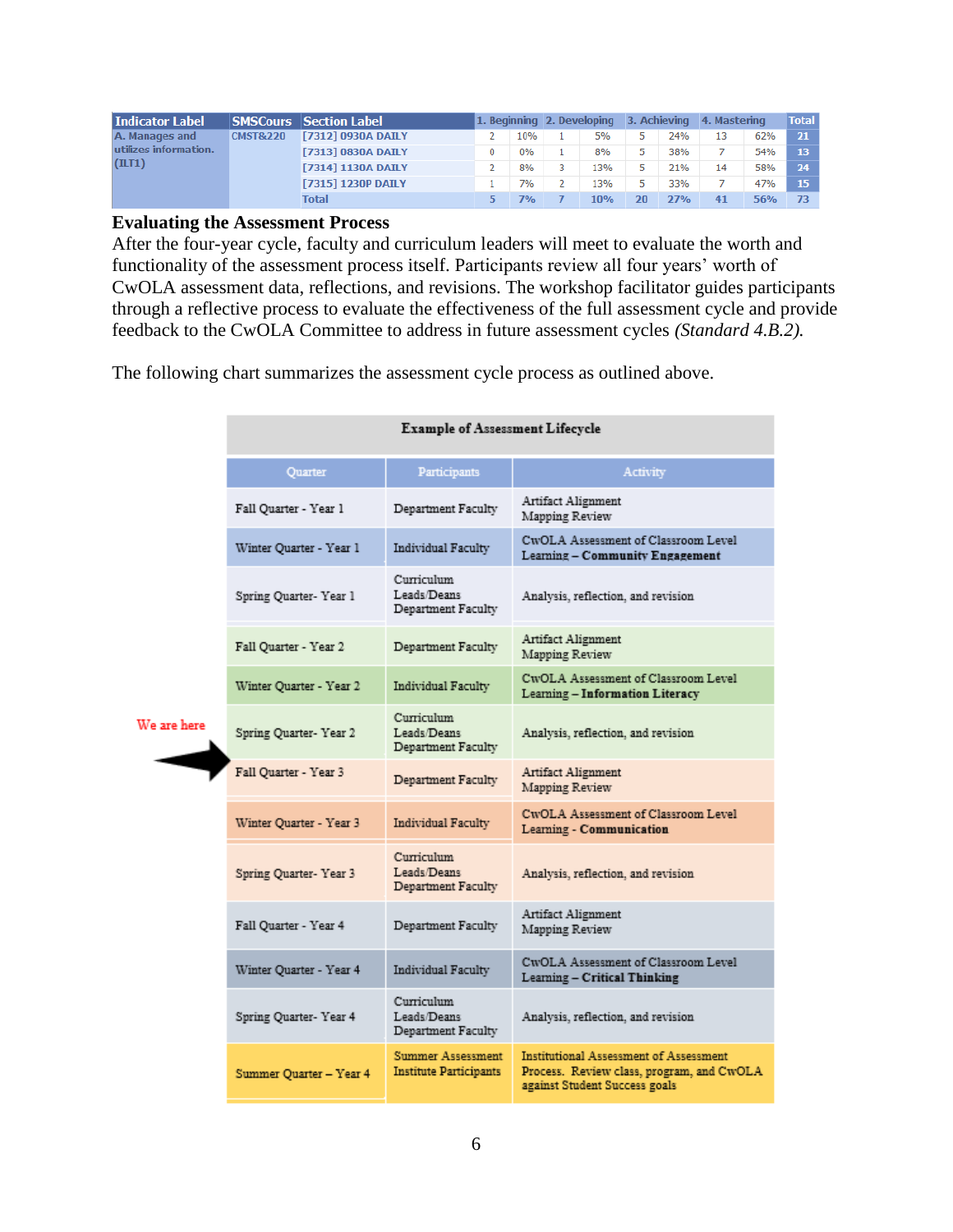| Indicator Label | SMSCours | Section Label | 1. Beginning | | 2. Developing | | 3. Achieving | | 4. Mastering | | Total |
|---|---|---|---|---|---|---|---|---|---|---|---|
| A. Manages and utilizes information. (ILT1) | CMST&220 | [7312] 0930A DAILY | 2 | 10% | 1 | 5% | 5 | 24% | 13 | 62% | 21 |
| | | [7313] 0830A DAILY | 0 | 0% | 1 | 8% | 5 | 38% | 7 | 54% | 13 |
| | | [7314] 1130A DAILY | 2 | 8% | 3 | 13% | 5 | 21% | 14 | 58% | 24 |
| | | [7315] 1230P DAILY | 1 | 7% | 2 | 13% | 5 | 33% | 7 | 47% | 15 |
| | | Total | 5 | 7% | 7 | 10% | 20 | 27% | 41 | 56% | 73 |

## Evaluating the Assessment Process

After the four-year cycle, faculty and curriculum leaders will meet to evaluate the worth and functionality of the assessment process itself. Participants review all four years' worth of CwOLA assessment data, reflections, and revisions. The workshop facilitator guides participants through a reflective process to evaluate the effectiveness of the full assessment cycle and provide feedback to the CwOLA Committee to address in future assessment cycles *(Standard 4.B.2).*

The following chart summarizes the assessment cycle process as outlined above.

**Example of Assessment Lifecycle**

| Quarter | Participants | Activity |
|---|---|---|
| Fall Quarter - Year 1 | Department Faculty | Artifact Alignment<br>Mapping Review |
| Winter Quarter - Year 1 | Individual Faculty | CwOLA Assessment of Classroom Level Learning – **Community Engagement** |
| Spring Quarter- Year 1 | Curriculum Leads/Deans<br>Department Faculty | Analysis, reflection, and revision |
| Fall Quarter - Year 2 | Department Faculty | Artifact Alignment<br>Mapping Review |
| Winter Quarter - Year 2 | Individual Faculty | CwOLA Assessment of Classroom Level Learning – **Information Literacy** |
| Spring Quarter- Year 2 | Curriculum Leads/Deans<br>Department Faculty | Analysis, reflection, and revision |
| Fall Quarter - Year 3 (We are here) | Department Faculty | Artifact Alignment<br>Mapping Review |
| Winter Quarter - Year 3 | Individual Faculty | CwOLA Assessment of Classroom Level Learning - **Communication** |
| Spring Quarter- Year 3 | Curriculum Leads/Deans<br>Department Faculty | Analysis, reflection, and revision |
| Fall Quarter - Year 4 | Department Faculty | Artifact Alignment<br>Mapping Review |
| Winter Quarter - Year 4 | Individual Faculty | CwOLA Assessment of Classroom Level Learning – **Critical Thinking** |
| Spring Quarter- Year 4 | Curriculum Leads/Deans<br>Department Faculty | Analysis, reflection, and revision |
| Summer Quarter – Year 4 | Summer Assessment Institute Participants | Institutional Assessment of Assessment Process. Review class, program, and CwOLA against Student Success goals |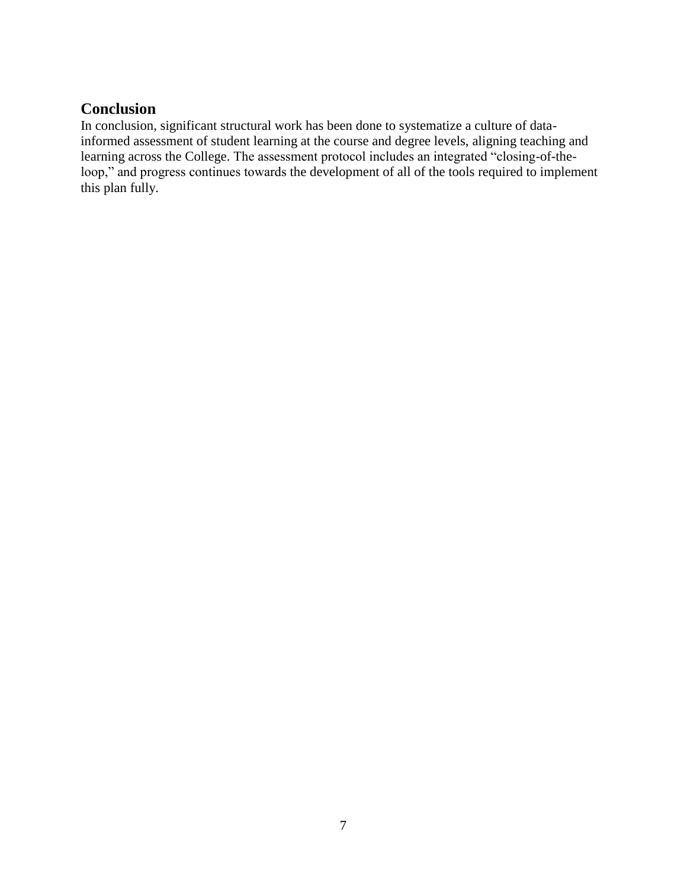## Conclusion

In conclusion, significant structural work has been done to systematize a culture of data-informed assessment of student learning at the course and degree levels, aligning teaching and learning across the College. The assessment protocol includes an integrated "closing-of-the-loop," and progress continues towards the development of all of the tools required to implement this plan fully.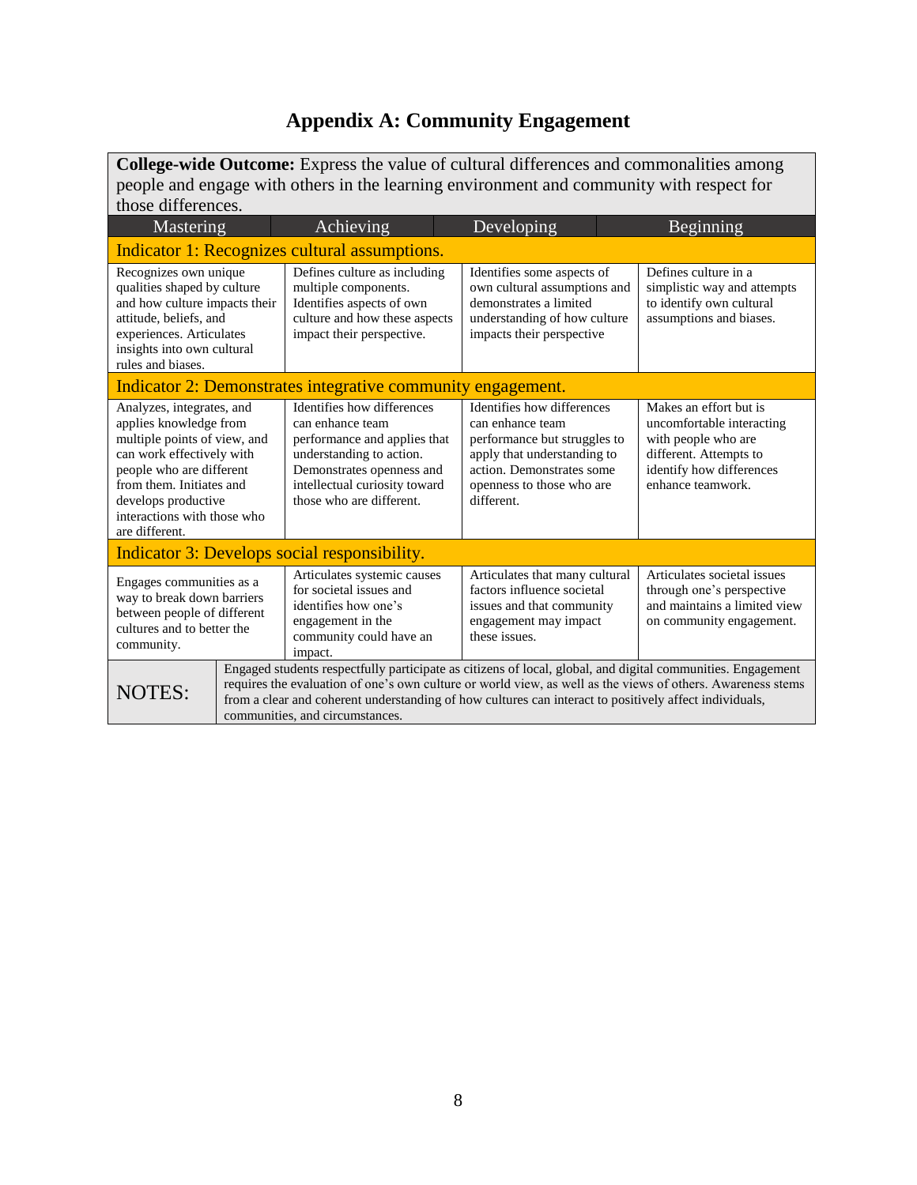# Appendix A: Community Engagement

| **College-wide Outcome:** Express the value of cultural differences and commonalities among people and engage with others in the learning environment and community with respect for those differences. | | | |
|---|---|---|---|
| Mastering | Achieving | Developing | Beginning |
| Indicator 1: Recognizes cultural assumptions. | | | |
| Recognizes own unique qualities shaped by culture and how culture impacts their attitude, beliefs, and experiences. Articulates insights into own cultural rules and biases. | Defines culture as including multiple components. Identifies aspects of own culture and how these aspects impact their perspective. | Identifies some aspects of own cultural assumptions and demonstrates a limited understanding of how culture impacts their perspective | Defines culture in a simplistic way and attempts to identify own cultural assumptions and biases. |
| Indicator 2: Demonstrates integrative community engagement. | | | |
| Analyzes, integrates, and applies knowledge from multiple points of view, and can work effectively with people who are different from them. Initiates and develops productive interactions with those who are different. | Identifies how differences can enhance team performance and applies that understanding to action. Demonstrates openness and intellectual curiosity toward those who are different. | Identifies how differences can enhance team performance but struggles to apply that understanding to action. Demonstrates some openness to those who are different. | Makes an effort but is uncomfortable interacting with people who are different. Attempts to identify how differences enhance teamwork. |
| Indicator 3: Develops social responsibility. | | | |
| Engages communities as a way to break down barriers between people of different cultures and to better the community. | Articulates systemic causes for societal issues and identifies how one's engagement in the community could have an impact. | Articulates that many cultural factors influence societal issues and that community engagement may impact these issues. | Articulates societal issues through one's perspective and maintains a limited view on community engagement. |
| NOTES: | Engaged students respectfully participate as citizens of local, global, and digital communities. Engagement requires the evaluation of one's own culture or world view, as well as the views of others. Awareness stems from a clear and coherent understanding of how cultures can interact to positively affect individuals, communities, and circumstances. | | |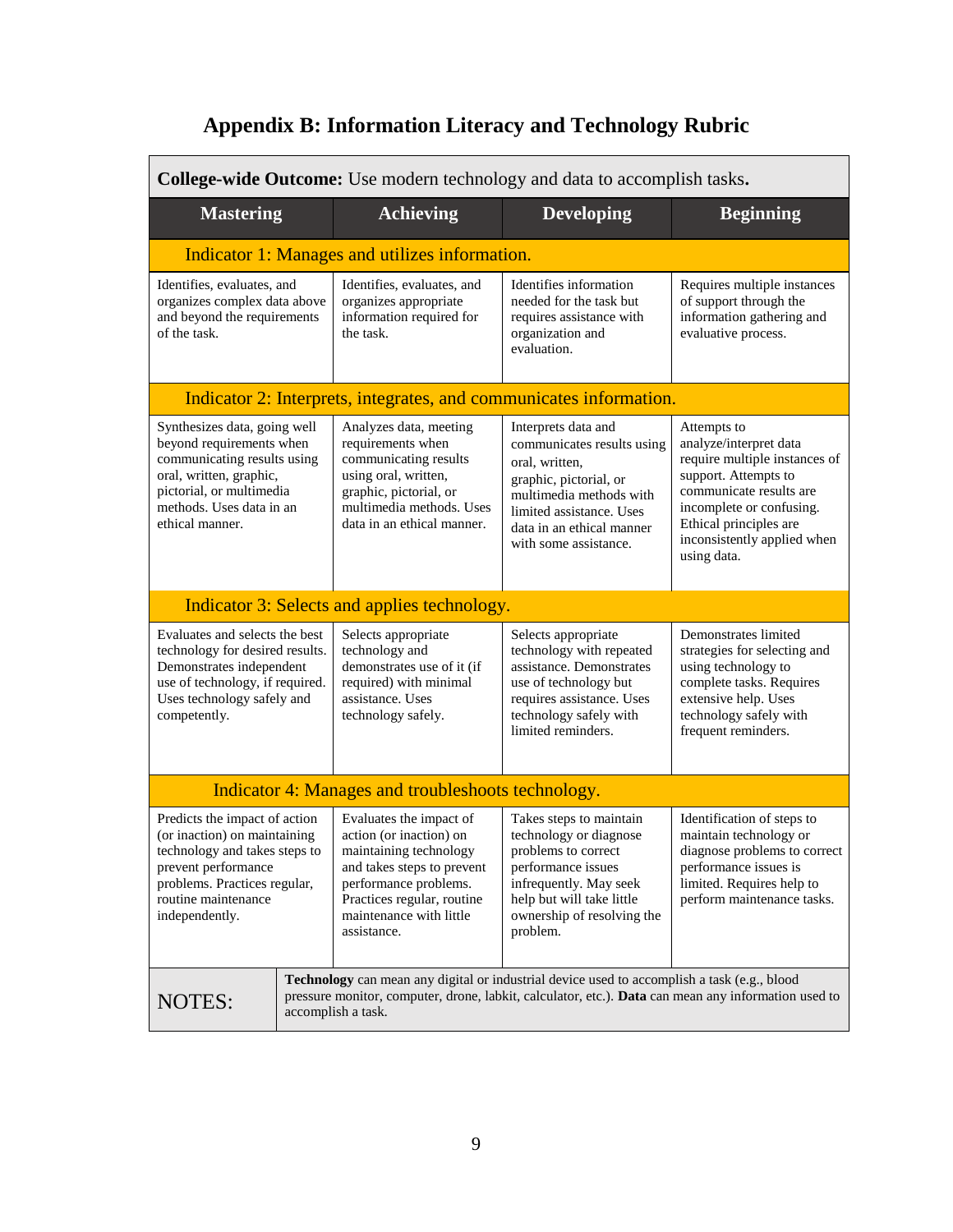# Appendix B: Information Literacy and Technology Rubric

| **College-wide Outcome:** Use modern technology and data to accomplish tasks**.** | | | |
|---|---|---|---|
| **Mastering** | **Achieving** | **Developing** | **Beginning** |
| Indicator 1: Manages and utilizes information. | | | |
| Identifies, evaluates, and organizes complex data above and beyond the requirements of the task. | Identifies, evaluates, and organizes appropriate information required for the task. | Identifies information needed for the task but requires assistance with organization and evaluation. | Requires multiple instances of support through the information gathering and evaluative process. |
| Indicator 2: Interprets, integrates, and communicates information. | | | |
| Synthesizes data, going well beyond requirements when communicating results using oral, written, graphic, pictorial, or multimedia methods. Uses data in an ethical manner. | Analyzes data, meeting requirements when communicating results using oral, written, graphic, pictorial, or multimedia methods. Uses data in an ethical manner. | Interprets data and communicates results using oral, written, graphic, pictorial, or multimedia methods with limited assistance. Uses data in an ethical manner with some assistance. | Attempts to analyze/interpret data require multiple instances of support. Attempts to communicate results are incomplete or confusing. Ethical principles are inconsistently applied when using data. |
| Indicator 3: Selects and applies technology. | | | |
| Evaluates and selects the best technology for desired results. Demonstrates independent use of technology, if required. Uses technology safely and competently. | Selects appropriate technology and demonstrates use of it (if required) with minimal assistance. Uses technology safely. | Selects appropriate technology with repeated assistance. Demonstrates use of technology but requires assistance. Uses technology safely with limited reminders. | Demonstrates limited strategies for selecting and using technology to complete tasks. Requires extensive help. Uses technology safely with frequent reminders. |
| Indicator 4: Manages and troubleshoots technology. | | | |
| Predicts the impact of action (or inaction) on maintaining technology and takes steps to prevent performance problems. Practices regular, routine maintenance independently. | Evaluates the impact of action (or inaction) on maintaining technology and takes steps to prevent performance problems. Practices regular, routine maintenance with little assistance. | Takes steps to maintain technology or diagnose problems to correct performance issues infrequently. May seek help but will take little ownership of resolving the problem. | Identification of steps to maintain technology or diagnose problems to correct performance issues is limited. Requires help to perform maintenance tasks. |
| NOTES: | **Technology** can mean any digital or industrial device used to accomplish a task (e.g., blood pressure monitor, computer, drone, labkit, calculator, etc.). **Data** can mean any information used to accomplish a task. | | |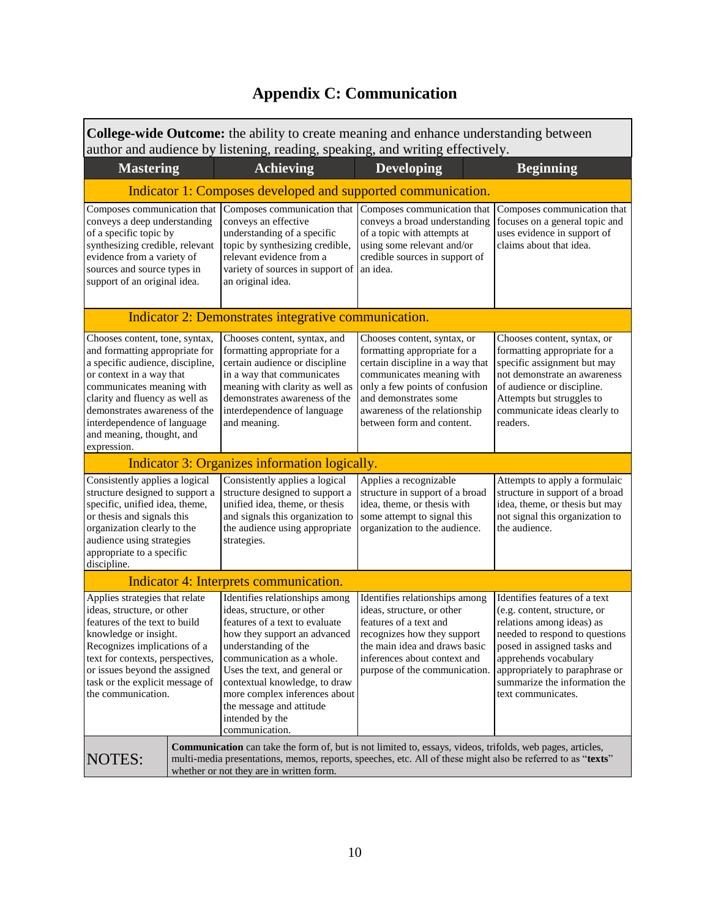# Appendix C: Communication

**College-wide Outcome:** the ability to create meaning and enhance understanding between author and audience by listening, reading, speaking, and writing effectively.

| Mastering | Achieving | Developing | Beginning |
|---|---|---|---|
| **Indicator 1: Composes developed and supported communication.** | | | |
| Composes communication that conveys a deep understanding of a specific topic by synthesizing credible, relevant evidence from a variety of sources and source types in support of an original idea. | Composes communication that conveys an effective understanding of a specific topic by synthesizing credible, relevant evidence from a variety of sources in support of an original idea. | Composes communication that conveys a broad understanding of a topic with attempts at using some relevant and/or credible sources in support of an idea. | Composes communication that focuses on a general topic and uses evidence in support of claims about that idea. |
| **Indicator 2: Demonstrates integrative communication.** | | | |
| Chooses content, tone, syntax, and formatting appropriate for a specific audience, discipline, or context in a way that communicates meaning with clarity and fluency as well as demonstrates awareness of the interdependence of language and meaning, thought, and expression. | Chooses content, syntax, and formatting appropriate for a certain audience or discipline in a way that communicates meaning with clarity as well as demonstrates awareness of the interdependence of language and meaning. | Chooses content, syntax, or formatting appropriate for a certain discipline in a way that communicates meaning with only a few points of confusion and demonstrates some awareness of the relationship between form and content. | Chooses content, syntax, or formatting appropriate for a specific assignment but may not demonstrate an awareness of audience or discipline. Attempts but struggles to communicate ideas clearly to readers. |
| **Indicator 3: Organizes information logically.** | | | |
| Consistently applies a logical structure designed to support a specific, unified idea, theme, or thesis and signals this organization clearly to the audience using strategies appropriate to a specific discipline. | Consistently applies a logical structure designed to support a unified idea, theme, or thesis and signals this organization to the audience using appropriate strategies. | Applies a recognizable structure in support of a broad idea, theme, or thesis with some attempt to signal this organization to the audience. | Attempts to apply a formulaic structure in support of a broad idea, theme, or thesis but may not signal this organization to the audience. |
| **Indicator 4: Interprets communication.** | | | |
| Applies strategies that relate ideas, structure, or other features of the text to build knowledge or insight. Recognizes implications of a text for contexts, perspectives, or issues beyond the assigned task or the explicit message of the communication. | Identifies relationships among ideas, structure, or other features of a text to evaluate how they support an advanced understanding of the communication as a whole. Uses the text, and general or contextual knowledge, to draw more complex inferences about the message and attitude intended by the communication. | Identifies relationships among ideas, structure, or other features of a text and recognizes how they support the main idea and draws basic inferences about context and purpose of the communication. | Identifies features of a text (e.g. content, structure, or relations among ideas) as needed to respond to questions posed in assigned tasks and apprehends vocabulary appropriately to paraphrase or summarize the information the text communicates. |

NOTES: **Communication** can take the form of, but is not limited to, essays, videos, trifolds, web pages, articles, multi-media presentations, memos, reports, speeches, etc. All of these might also be referred to as "**texts**" whether or not they are in written form.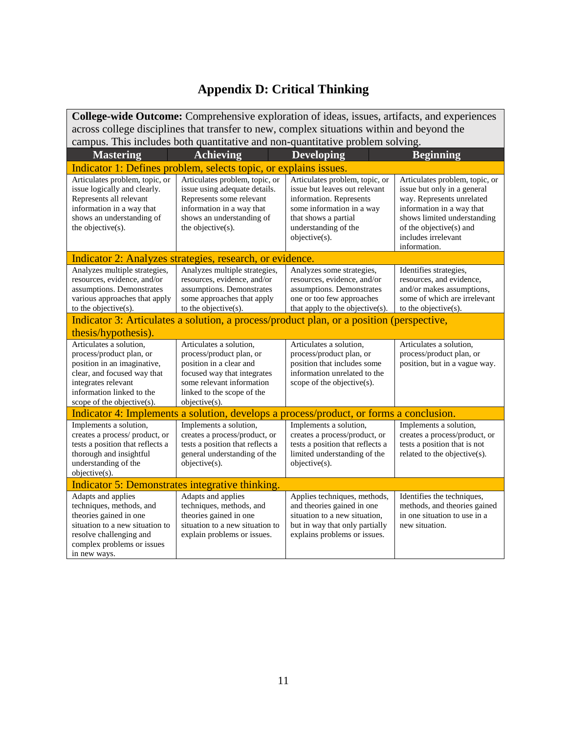# Appendix D: Critical Thinking

| **College-wide Outcome:** Comprehensive exploration of ideas, issues, artifacts, and experiences across college disciplines that transfer to new, complex situations within and beyond the campus. This includes both quantitative and non-quantitative problem solving. | | | |
|---|---|---|---|
| **Mastering** | **Achieving** | **Developing** | **Beginning** |
| Indicator 1: Defines problem, selects topic, or explains issues. | | | |
| Articulates problem, topic, or issue logically and clearly. Represents all relevant information in a way that shows an understanding of the objective(s). | Articulates problem, topic, or issue using adequate details. Represents some relevant information in a way that shows an understanding of the objective(s). | Articulates problem, topic, or issue but leaves out relevant information. Represents some information in a way that shows a partial understanding of the objective(s). | Articulates problem, topic, or issue but only in a general way. Represents unrelated information in a way that shows limited understanding of the objective(s) and includes irrelevant information. |
| Indicator 2: Analyzes strategies, research, or evidence. | | | |
| Analyzes multiple strategies, resources, evidence, and/or assumptions. Demonstrates various approaches that apply to the objective(s). | Analyzes multiple strategies, resources, evidence, and/or assumptions. Demonstrates some approaches that apply to the objective(s). | Analyzes some strategies, resources, evidence, and/or assumptions. Demonstrates one or too few approaches that apply to the objective(s). | Identifies strategies, resources, and evidence, and/or makes assumptions, some of which are irrelevant to the objective(s). |
| Indicator 3: Articulates a solution, a process/product plan, or a position (perspective, thesis/hypothesis). | | | |
| Articulates a solution, process/product plan, or position in an imaginative, clear, and focused way that integrates relevant information linked to the scope of the objective(s). | Articulates a solution, process/product plan, or position in a clear and focused way that integrates some relevant information linked to the scope of the objective(s). | Articulates a solution, process/product plan, or position that includes some information unrelated to the scope of the objective(s). | Articulates a solution, process/product plan, or position, but in a vague way. |
| Indicator 4: Implements a solution, develops a process/product, or forms a conclusion. | | | |
| Implements a solution, creates a process/ product, or tests a position that reflects a thorough and insightful understanding of the objective(s). | Implements a solution, creates a process/product, or tests a position that reflects a general understanding of the objective(s). | Implements a solution, creates a process/product, or tests a position that reflects a limited understanding of the objective(s). | Implements a solution, creates a process/product, or tests a position that is not related to the objective(s). |
| Indicator 5: Demonstrates integrative thinking. | | | |
| Adapts and applies techniques, methods, and theories gained in one situation to a new situation to resolve challenging and complex problems or issues in new ways. | Adapts and applies techniques, methods, and theories gained in one situation to a new situation to explain problems or issues. | Applies techniques, methods, and theories gained in one situation to a new situation, but in way that only partially explains problems or issues. | Identifies the techniques, methods, and theories gained in one situation to use in a new situation. |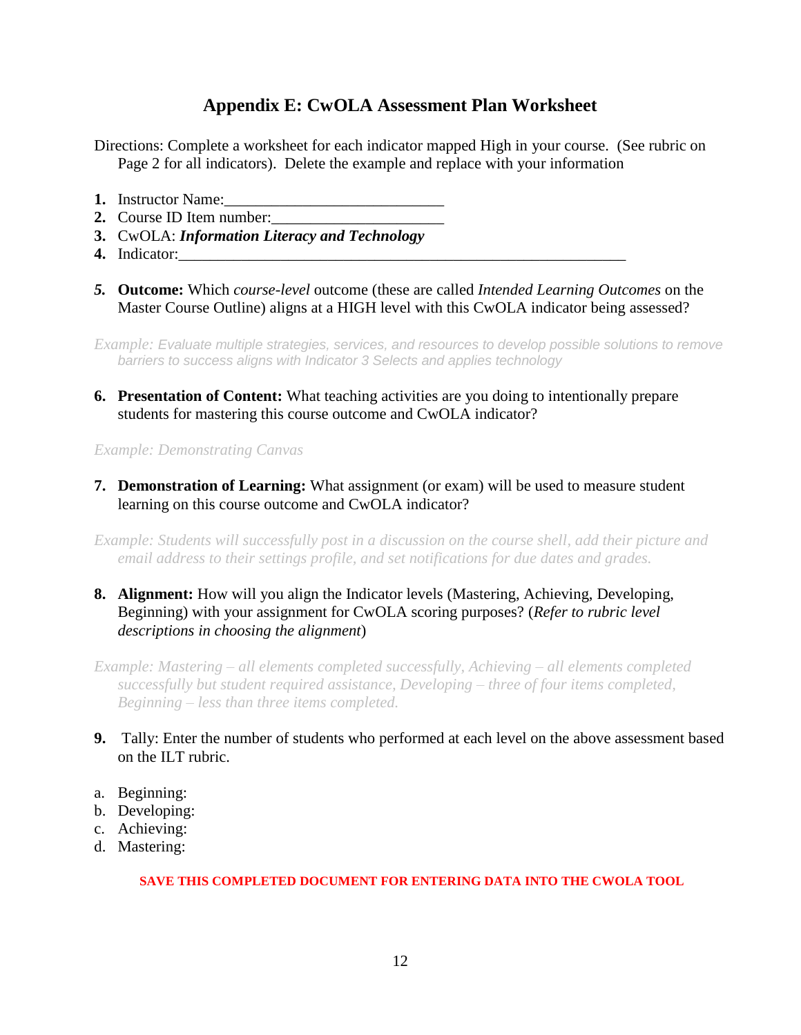# Appendix E: CwOLA Assessment Plan Worksheet

Directions: Complete a worksheet for each indicator mapped High in your course. (See rubric on Page 2 for all indicators). Delete the example and replace with your information

1. Instructor Name:____________________________
2. Course ID Item number:______________________
3. CwOLA: ***Information Literacy and Technology***
4. Indicator:__________________________________________________________

5. **Outcome:** Which *course-level* outcome (these are called *Intended Learning Outcomes* on the Master Course Outline) aligns at a HIGH level with this CwOLA indicator being assessed?

*Example: Evaluate multiple strategies, services, and resources to develop possible solutions to remove barriers to success aligns with Indicator 3 Selects and applies technology*

6. **Presentation of Content:** What teaching activities are you doing to intentionally prepare students for mastering this course outcome and CwOLA indicator?

*Example: Demonstrating Canvas*

7. **Demonstration of Learning:** What assignment (or exam) will be used to measure student learning on this course outcome and CwOLA indicator?

*Example: Students will successfully post in a discussion on the course shell, add their picture and email address to their settings profile, and set notifications for due dates and grades.*

8. **Alignment:** How will you align the Indicator levels (Mastering, Achieving, Developing, Beginning) with your assignment for CwOLA scoring purposes? (*Refer to rubric level descriptions in choosing the alignment*)

*Example: Mastering – all elements completed successfully, Achieving – all elements completed successfully but student required assistance, Developing – three of four items completed, Beginning – less than three items completed.*

9. Tally: Enter the number of students who performed at each level on the above assessment based on the ILT rubric.

a. Beginning:
b. Developing:
c. Achieving:
d. Mastering:

**SAVE THIS COMPLETED DOCUMENT FOR ENTERING DATA INTO THE CWOLA TOOL**